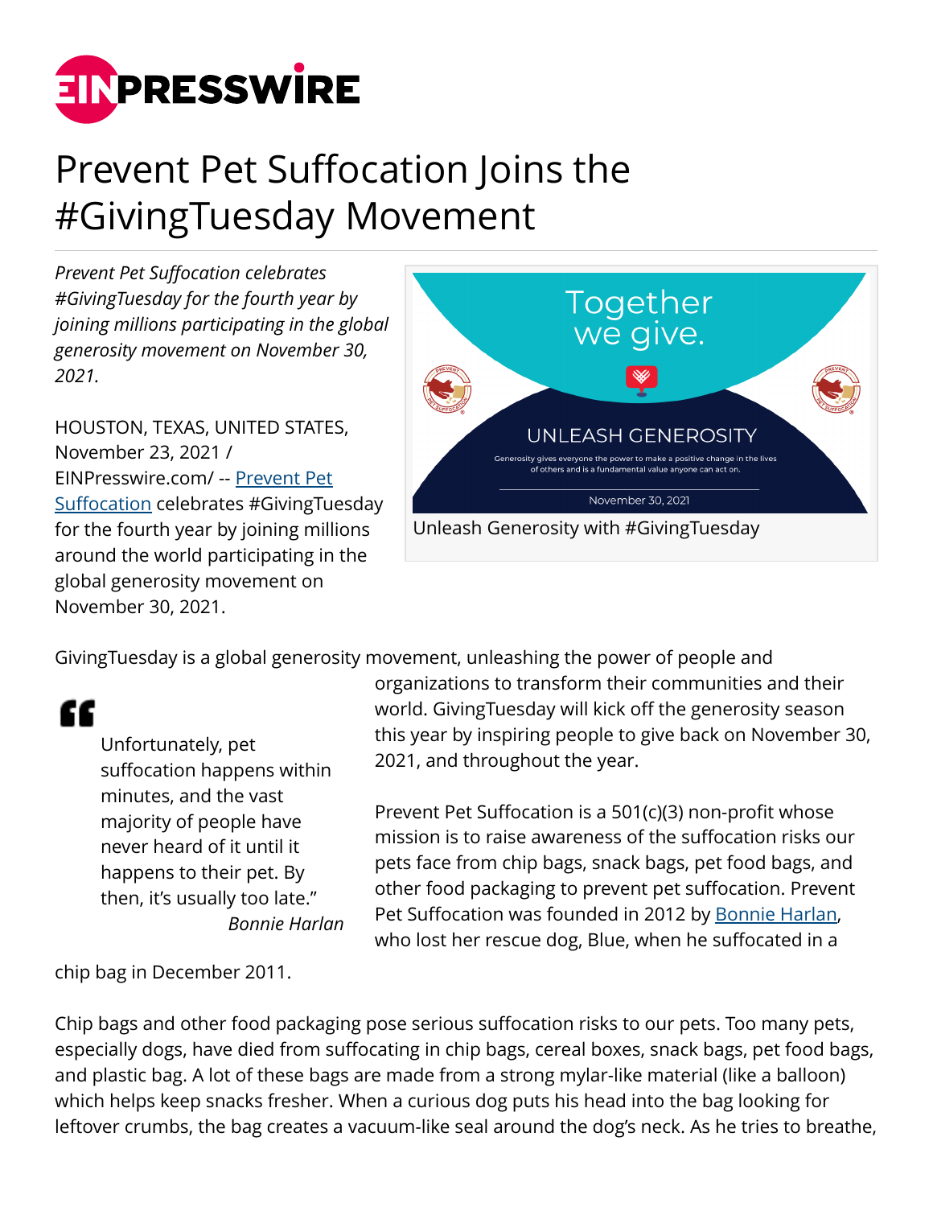# Prevent Pet Suffocation Joins the #GivingTuesday Movement

*Prevent Pet Suffocation celebrates #GivingTuesday for the fourth year by joining millions participating in the global generosity movement on November 30, 2021.*

HOUSTON, TEXAS, UNITED STATES, November 23, 2021 / EINPresswire.com/ -- Prevent Pet Suffocation celebrates #GivingTuesday for the fourth year by joining millions around the world participating in the global generosity movement on November 30, 2021.

Unleash Generosity with #GivingTuesday

GivingTuesday is a global generosity movement, unleashing the power of people and organizations to transform their communities and their world. GivingTuesday will kick off the generosity season this year by inspiring people to give back on November 30, 2021, and throughout the year.

> "Unfortunately, pet suffocation happens within minutes, and the vast majority of people have never heard of it until it happens to their pet. By then, it's usually too late."
>
> *Bonnie Harlan*

Prevent Pet Suffocation is a 501(c)(3) non-profit whose mission is to raise awareness of the suffocation risks our pets face from chip bags, snack bags, pet food bags, and other food packaging to prevent pet suffocation. Prevent Pet Suffocation was founded in 2012 by Bonnie Harlan, who lost her rescue dog, Blue, when he suffocated in a chip bag in December 2011.

Chip bags and other food packaging pose serious suffocation risks to our pets. Too many pets, especially dogs, have died from suffocating in chip bags, cereal boxes, snack bags, pet food bags, and plastic bag. A lot of these bags are made from a strong mylar-like material (like a balloon) which helps keep snacks fresher. When a curious dog puts his head into the bag looking for leftover crumbs, the bag creates a vacuum-like seal around the dog's neck. As he tries to breathe,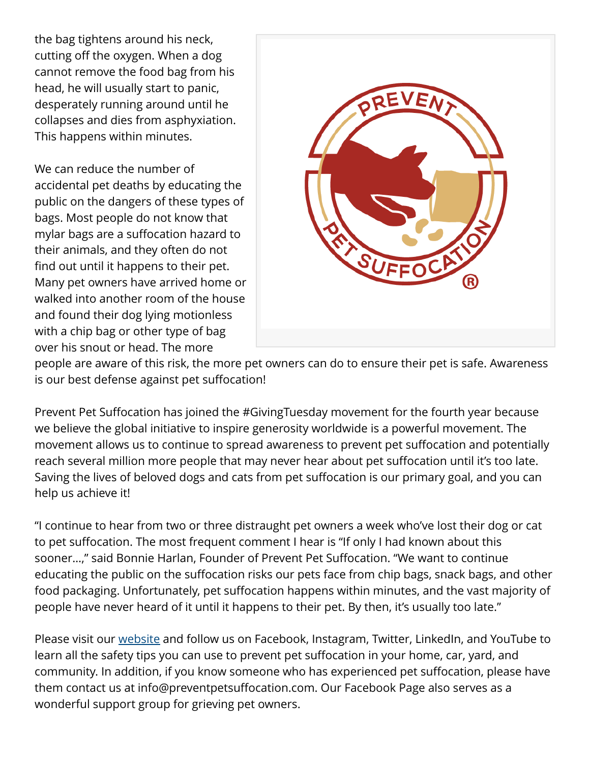the bag tightens around his neck, cutting off the oxygen. When a dog cannot remove the food bag from his head, he will usually start to panic, desperately running around until he collapses and dies from asphyxiation. This happens within minutes.

We can reduce the number of accidental pet deaths by educating the public on the dangers of these types of bags. Most people do not know that mylar bags are a suffocation hazard to their animals, and they often do not find out until it happens to their pet. Many pet owners have arrived home or walked into another room of the house and found their dog lying motionless with a chip bag or other type of bag over his snout or head. The more people are aware of this risk, the more pet owners can do to ensure their pet is safe. Awareness is our best defense against pet suffocation!

Prevent Pet Suffocation has joined the #GivingTuesday movement for the fourth year because we believe the global initiative to inspire generosity worldwide is a powerful movement. The movement allows us to continue to spread awareness to prevent pet suffocation and potentially reach several million more people that may never hear about pet suffocation until it's too late. Saving the lives of beloved dogs and cats from pet suffocation is our primary goal, and you can help us achieve it!

"I continue to hear from two or three distraught pet owners a week who've lost their dog or cat to pet suffocation. The most frequent comment I hear is "If only I had known about this sooner…," said Bonnie Harlan, Founder of Prevent Pet Suffocation. "We want to continue educating the public on the suffocation risks our pets face from chip bags, snack bags, and other food packaging. Unfortunately, pet suffocation happens within minutes, and the vast majority of people have never heard of it until it happens to their pet. By then, it's usually too late."

Please visit our [website]() and follow us on Facebook, Instagram, Twitter, LinkedIn, and YouTube to learn all the safety tips you can use to prevent pet suffocation in your home, car, yard, and community. In addition, if you know someone who has experienced pet suffocation, please have them contact us at info@preventpetsuffocation.com. Our Facebook Page also serves as a wonderful support group for grieving pet owners.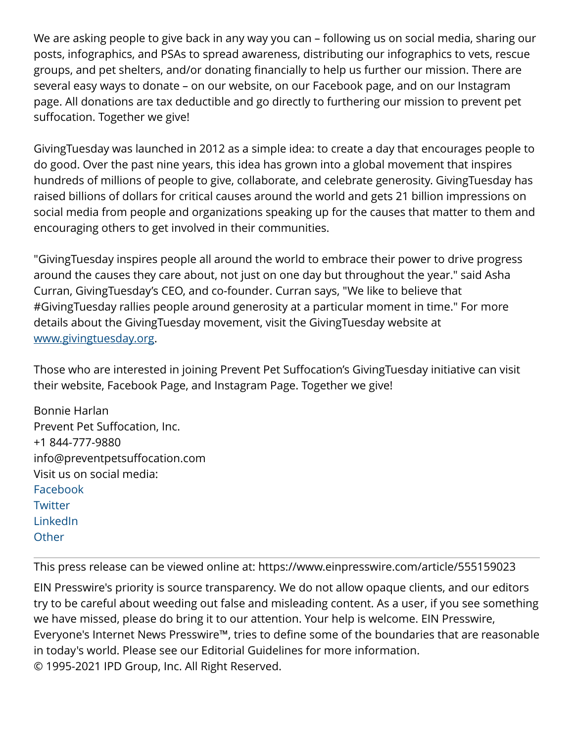We are asking people to give back in any way you can – following us on social media, sharing our posts, infographics, and PSAs to spread awareness, distributing our infographics to vets, rescue groups, and pet shelters, and/or donating financially to help us further our mission. There are several easy ways to donate – on our website, on our Facebook page, and on our Instagram page. All donations are tax deductible and go directly to furthering our mission to prevent pet suffocation. Together we give!

GivingTuesday was launched in 2012 as a simple idea: to create a day that encourages people to do good. Over the past nine years, this idea has grown into a global movement that inspires hundreds of millions of people to give, collaborate, and celebrate generosity. GivingTuesday has raised billions of dollars for critical causes around the world and gets 21 billion impressions on social media from people and organizations speaking up for the causes that matter to them and encouraging others to get involved in their communities.

"GivingTuesday inspires people all around the world to embrace their power to drive progress around the causes they care about, not just on one day but throughout the year." said Asha Curran, GivingTuesday's CEO, and co-founder. Curran says, "We like to believe that #GivingTuesday rallies people around generosity at a particular moment in time." For more details about the GivingTuesday movement, visit the GivingTuesday website at [www.givingtuesday.org](http://www.givingtuesday.org).

Those who are interested in joining Prevent Pet Suffocation's GivingTuesday initiative can visit their website, Facebook Page, and Instagram Page. Together we give!

Bonnie Harlan
Prevent Pet Suffocation, Inc.
+1 844-777-9880
info@preventpetsuffocation.com
Visit us on social media:
Facebook
Twitter
LinkedIn
Other

---

This press release can be viewed online at: https://www.einpresswire.com/article/555159023

EIN Presswire's priority is source transparency. We do not allow opaque clients, and our editors try to be careful about weeding out false and misleading content. As a user, if you see something we have missed, please do bring it to our attention. Your help is welcome. EIN Presswire, Everyone's Internet News Presswire™, tries to define some of the boundaries that are reasonable in today's world. Please see our Editorial Guidelines for more information.
© 1995-2021 IPD Group, Inc. All Right Reserved.